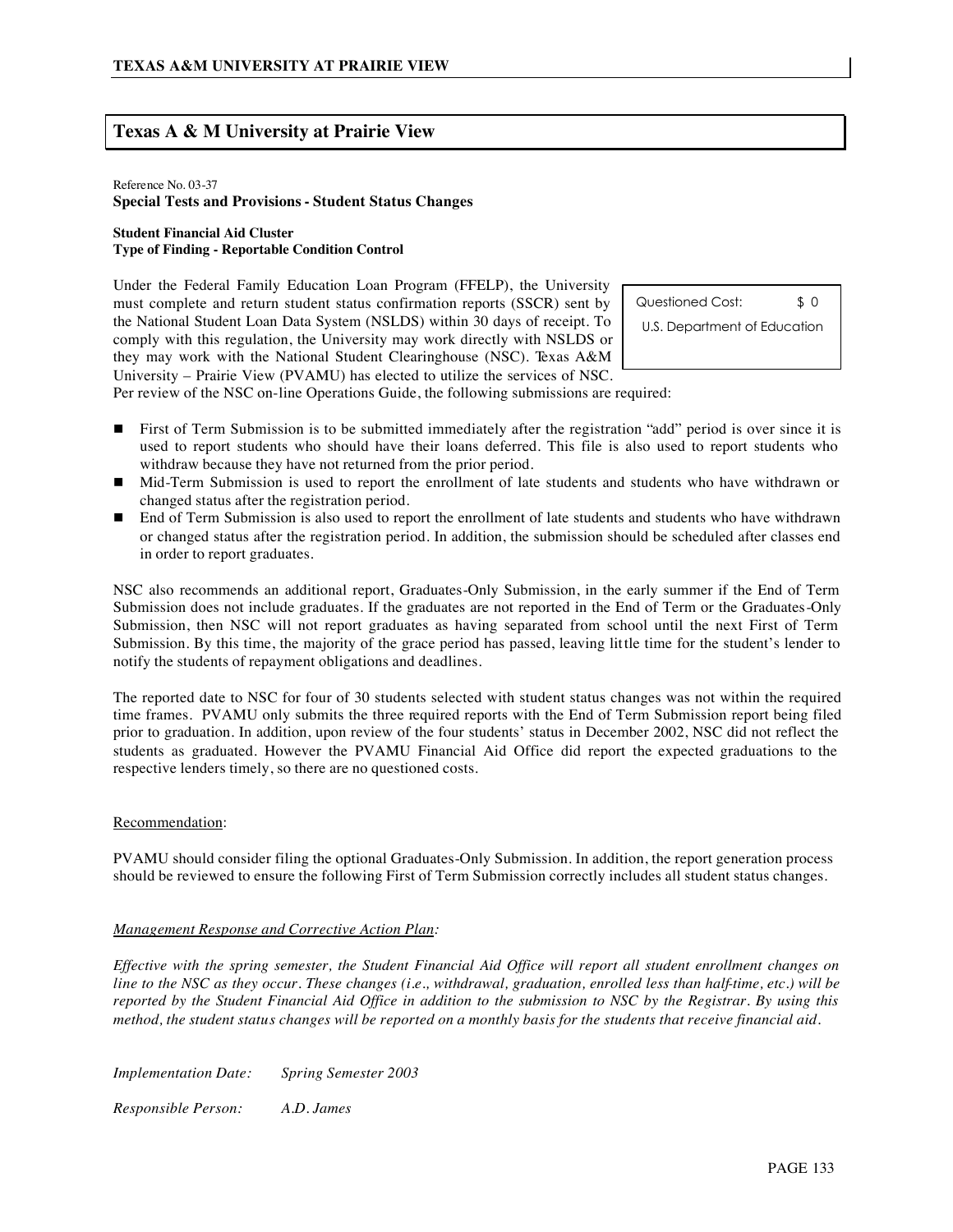## Texas A & M University at Prairie View

Reference No. 03-37

**Special Tests and Provisions - Student Status Changes**

**Student Financial Aid Cluster**
**Type of Finding - Reportable Condition Control**

| Questioned Cost: | $ 0 |
|---|---|
| U.S. Department of Education | |

Under the Federal Family Education Loan Program (FFELP), the University must complete and return student status confirmation reports (SSCR) sent by the National Student Loan Data System (NSLDS) within 30 days of receipt. To comply with this regulation, the University may work directly with NSLDS or they may work with the National Student Clearinghouse (NSC). Texas A&M University – Prairie View (PVAMU) has elected to utilize the services of NSC. Per review of the NSC on-line Operations Guide, the following submissions are required:

- First of Term Submission is to be submitted immediately after the registration "add" period is over since it is used to report students who should have their loans deferred. This file is also used to report students who withdraw because they have not returned from the prior period.
- Mid-Term Submission is used to report the enrollment of late students and students who have withdrawn or changed status after the registration period.
- End of Term Submission is also used to report the enrollment of late students and students who have withdrawn or changed status after the registration period. In addition, the submission should be scheduled after classes end in order to report graduates.

NSC also recommends an additional report, Graduates-Only Submission, in the early summer if the End of Term Submission does not include graduates. If the graduates are not reported in the End of Term or the Graduates-Only Submission, then NSC will not report graduates as having separated from school until the next First of Term Submission. By this time, the majority of the grace period has passed, leaving little time for the student's lender to notify the students of repayment obligations and deadlines.

The reported date to NSC for four of 30 students selected with student status changes was not within the required time frames. PVAMU only submits the three required reports with the End of Term Submission report being filed prior to graduation. In addition, upon review of the four students' status in December 2002, NSC did not reflect the students as graduated. However the PVAMU Financial Aid Office did report the expected graduations to the respective lenders timely, so there are no questioned costs.

Recommendation:

PVAMU should consider filing the optional Graduates-Only Submission. In addition, the report generation process should be reviewed to ensure the following First of Term Submission correctly includes all student status changes.

*Management Response and Corrective Action Plan:*

*Effective with the spring semester, the Student Financial Aid Office will report all student enrollment changes on line to the NSC as they occur. These changes (i.e., withdrawal, graduation, enrolled less than half-time, etc.) will be reported by the Student Financial Aid Office in addition to the submission to NSC by the Registrar. By using this method, the student status changes will be reported on a monthly basis for the students that receive financial aid.*

*Implementation Date:* *Spring Semester 2003*

*Responsible Person:* *A.D. James*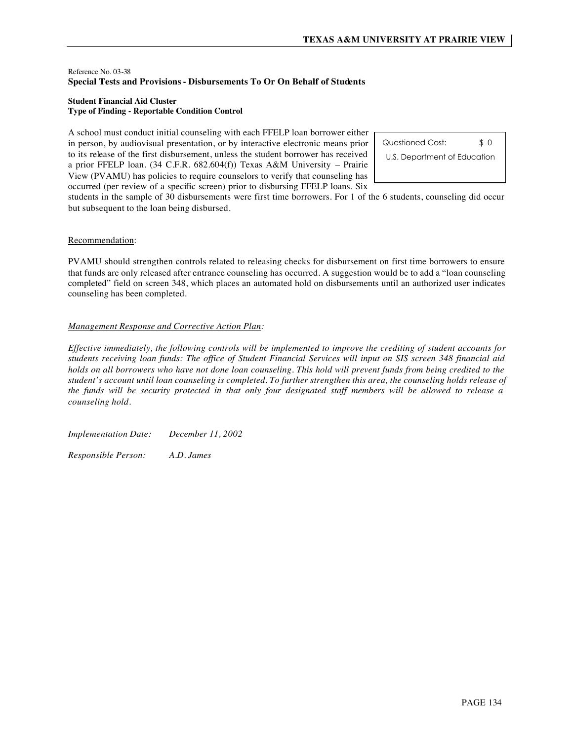Reference No. 03-38

**Special Tests and Provisions - Disbursements To Or On Behalf of Students**

**Student Financial Aid Cluster**
**Type of Finding - Reportable Condition Control**

| | |
|---|---|
| Questioned Cost: | $ 0 |
| U.S. Department of Education | |

A school must conduct initial counseling with each FFELP loan borrower either in person, by audiovisual presentation, or by interactive electronic means prior to its release of the first disbursement, unless the student borrower has received a prior FFELP loan. (34 C.F.R. 682.604(f)) Texas A&M University – Prairie View (PVAMU) has policies to require counselors to verify that counseling has occurred (per review of a specific screen) prior to disbursing FFELP loans. Six students in the sample of 30 disbursements were first time borrowers. For 1 of the 6 students, counseling did occur but subsequent to the loan being disbursed.

Recommendation:

PVAMU should strengthen controls related to releasing checks for disbursement on first time borrowers to ensure that funds are only released after entrance counseling has occurred. A suggestion would be to add a "loan counseling completed" field on screen 348, which places an automated hold on disbursements until an authorized user indicates counseling has been completed.

*Management Response and Corrective Action Plan:*

*Effective immediately, the following controls will be implemented to improve the crediting of student accounts for students receiving loan funds: The office of Student Financial Services will input on SIS screen 348 financial aid holds on all borrowers who have not done loan counseling. This hold will prevent funds from being credited to the student's account until loan counseling is completed. To further strengthen this area, the counseling holds release of the funds will be security protected in that only four designated staff members will be allowed to release a counseling hold.*

*Implementation Date: December 11, 2002*

*Responsible Person: A.D. James*